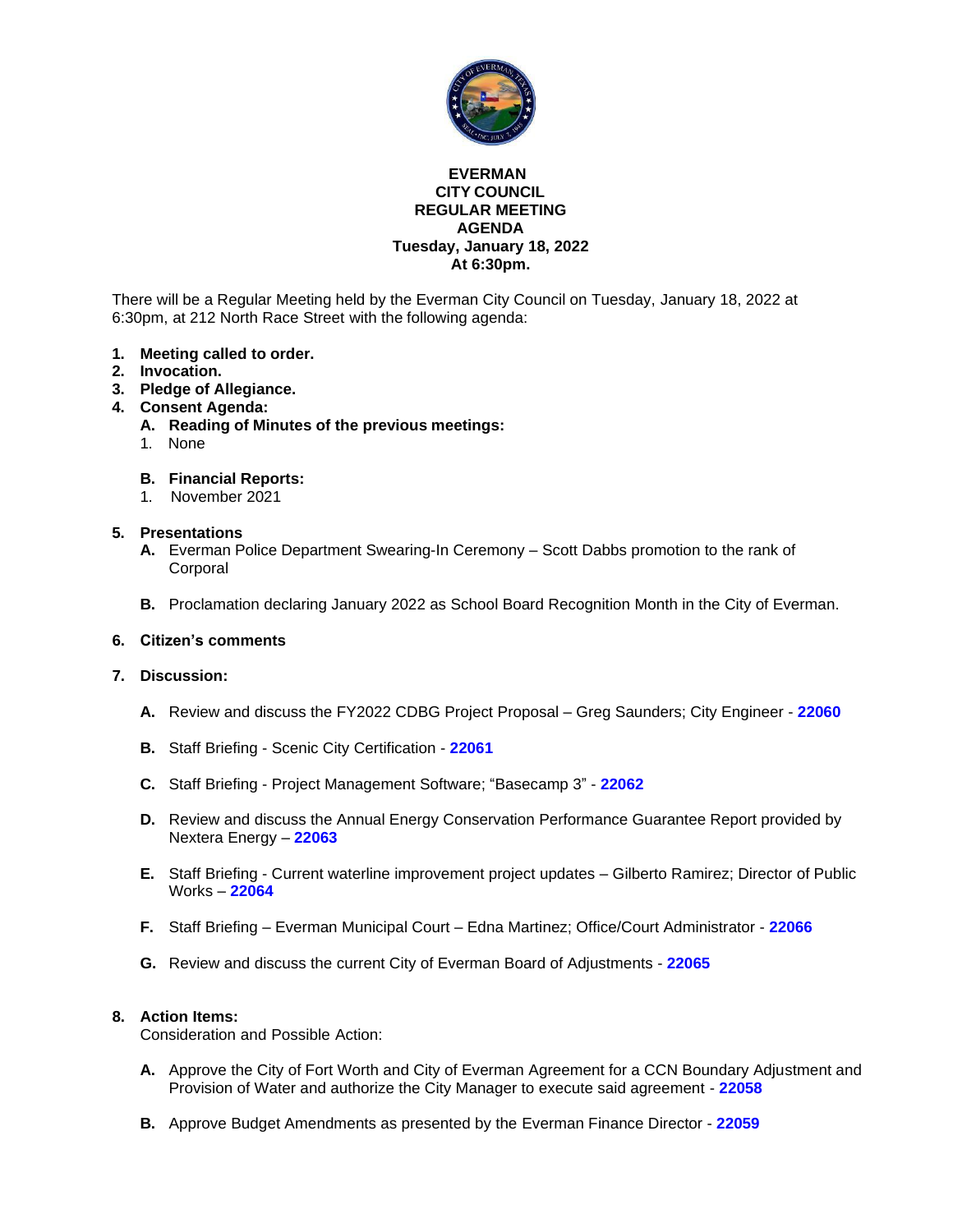**EVERMAN**
**CITY COUNCIL**
**REGULAR MEETING**
**AGENDA**
**Tuesday, January 18, 2022**
**At 6:30pm.**

There will be a Regular Meeting held by the Everman City Council on Tuesday, January 18, 2022 at 6:30pm, at 212 North Race Street with the following agenda:

1. **Meeting called to order.**
2. **Invocation.**
3. **Pledge of Allegiance.**
4. **Consent Agenda:**
   - **A. Reading of Minutes of the previous meetings:**
     1. None
   - **B. Financial Reports:**
     1. November 2021

5. **Presentations**
   - **A.** Everman Police Department Swearing-In Ceremony – Scott Dabbs promotion to the rank of Corporal
   - **B.** Proclamation declaring January 2022 as School Board Recognition Month in the City of Everman.

6. **Citizen's comments**

7. **Discussion:**
   - **A.** Review and discuss the FY2022 CDBG Project Proposal – Greg Saunders; City Engineer - **22060**
   - **B.** Staff Briefing - Scenic City Certification - **22061**
   - **C.** Staff Briefing - Project Management Software; "Basecamp 3" - **22062**
   - **D.** Review and discuss the Annual Energy Conservation Performance Guarantee Report provided by Nextera Energy – **22063**
   - **E.** Staff Briefing - Current waterline improvement project updates – Gilberto Ramirez; Director of Public Works – **22064**
   - **F.** Staff Briefing – Everman Municipal Court – Edna Martinez; Office/Court Administrator - **22066**
   - **G.** Review and discuss the current City of Everman Board of Adjustments - **22065**

8. **Action Items:**
   Consideration and Possible Action:
   - **A.** Approve the City of Fort Worth and City of Everman Agreement for a CCN Boundary Adjustment and Provision of Water and authorize the City Manager to execute said agreement - **22058**
   - **B.** Approve Budget Amendments as presented by the Everman Finance Director - **22059**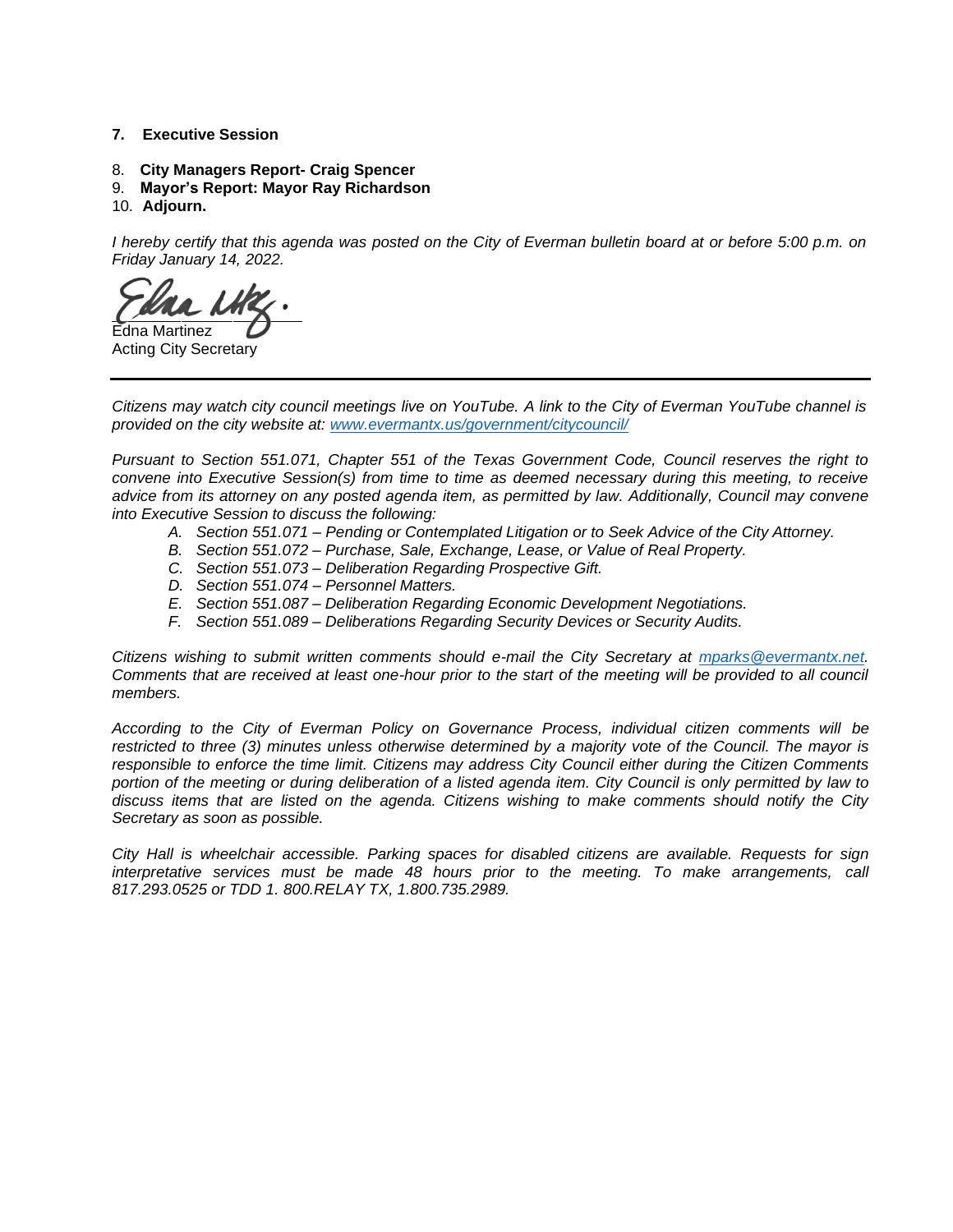7. **Executive Session**

8. **City Managers Report- Craig Spencer**
9. **Mayor's Report: Mayor Ray Richardson**
10. **Adjourn.**

*I hereby certify that this agenda was posted on the City of Everman bulletin board at or before 5:00 p.m. on Friday January 14, 2022.*

Edna Martinez
Acting City Secretary

---

*Citizens may watch city council meetings live on YouTube. A link to the City of Everman YouTube channel is provided on the city website at: [www.evermantx.us/government/citycouncil/](www.evermantx.us/government/citycouncil/)*

*Pursuant to Section 551.071, Chapter 551 of the Texas Government Code, Council reserves the right to convene into Executive Session(s) from time to time as deemed necessary during this meeting, to receive advice from its attorney on any posted agenda item, as permitted by law. Additionally, Council may convene into Executive Session to discuss the following:*

- *A. Section 551.071 – Pending or Contemplated Litigation or to Seek Advice of the City Attorney.*
- *B. Section 551.072 – Purchase, Sale, Exchange, Lease, or Value of Real Property.*
- *C. Section 551.073 – Deliberation Regarding Prospective Gift.*
- *D. Section 551.074 – Personnel Matters.*
- *E. Section 551.087 – Deliberation Regarding Economic Development Negotiations.*
- *F. Section 551.089 – Deliberations Regarding Security Devices or Security Audits.*

*Citizens wishing to submit written comments should e-mail the City Secretary at [mparks@evermantx.net](mailto:mparks@evermantx.net). Comments that are received at least one-hour prior to the start of the meeting will be provided to all council members.*

*According to the City of Everman Policy on Governance Process, individual citizen comments will be restricted to three (3) minutes unless otherwise determined by a majority vote of the Council. The mayor is responsible to enforce the time limit. Citizens may address City Council either during the Citizen Comments portion of the meeting or during deliberation of a listed agenda item. City Council is only permitted by law to discuss items that are listed on the agenda. Citizens wishing to make comments should notify the City Secretary as soon as possible.*

*City Hall is wheelchair accessible. Parking spaces for disabled citizens are available. Requests for sign interpretative services must be made 48 hours prior to the meeting. To make arrangements, call 817.293.0525 or TDD 1. 800.RELAY TX, 1.800.735.2989.*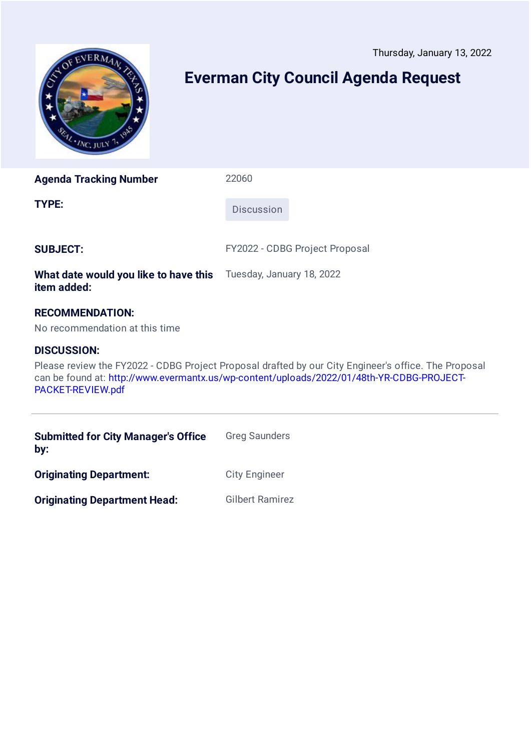Thursday, January 13, 2022

# Everman City Council Agenda Request

| | |
|---|---|
| **Agenda Tracking Number** | 22060 |
| **TYPE:** | Discussion |
| **SUBJECT:** | FY2022 - CDBG Project Proposal |
| **What date would you like to have this item added:** | Tuesday, January 18, 2022 |

**RECOMMENDATION:**

No recommendation at this time

**DISCUSSION:**

Please review the FY2022 - CDBG Project Proposal drafted by our City Engineer's office. The Proposal can be found at: http://www.evermantx.us/wp-content/uploads/2022/01/48th-YR-CDBG-PROJECT-PACKET-REVIEW.pdf

---

| | |
|---|---|
| **Submitted for City Manager's Office by:** | Greg Saunders |
| **Originating Department:** | City Engineer |
| **Originating Department Head:** | Gilbert Ramirez |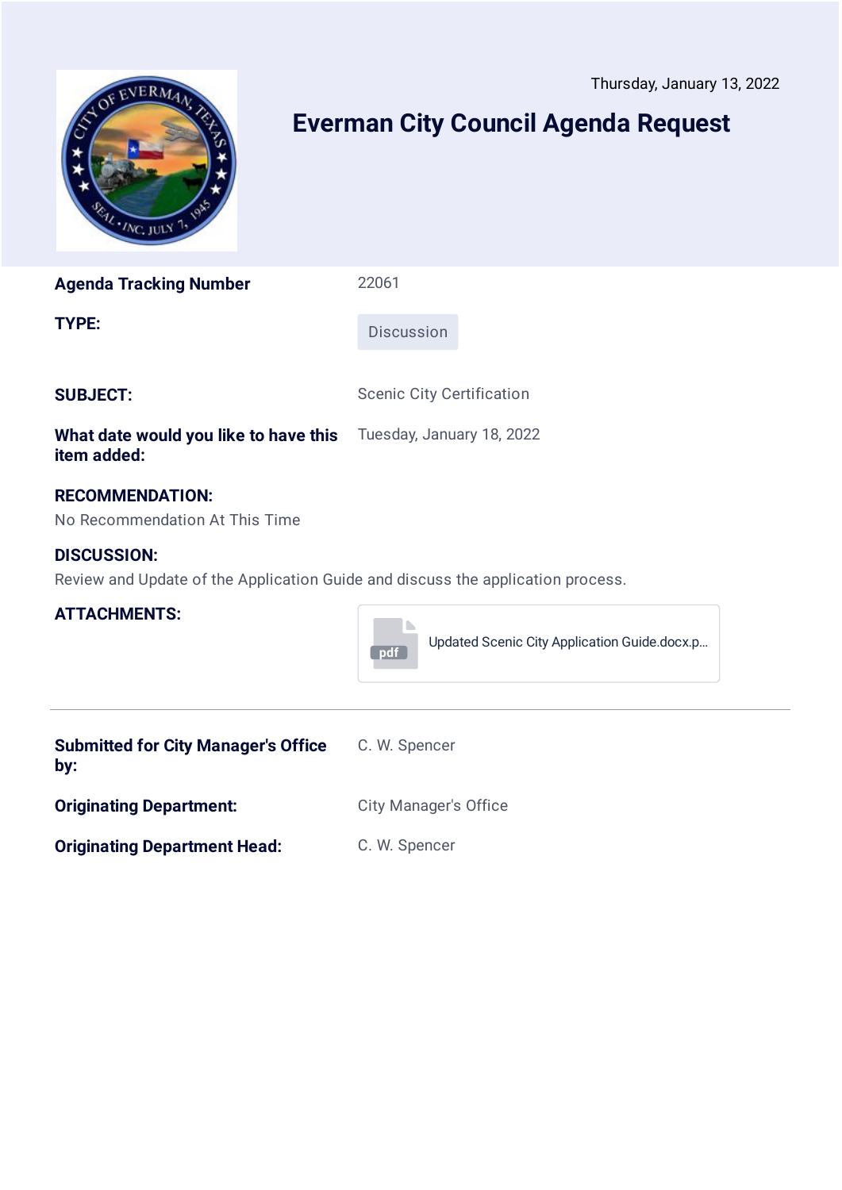Thursday, January 13, 2022

# Everman City Council Agenda Request

**Agenda Tracking Number** 22061

**TYPE:** Discussion

**SUBJECT:** Scenic City Certification

**What date would you like to have this item added:** Tuesday, January 18, 2022

**RECOMMENDATION:**
No Recommendation At This Time

**DISCUSSION:**
Review and Update of the Application Guide and discuss the application process.

**ATTACHMENTS:**

pdf Updated Scenic City Application Guide.docx.p...

---

**Submitted for City Manager's Office by:** C. W. Spencer

**Originating Department:** City Manager's Office

**Originating Department Head:** C. W. Spencer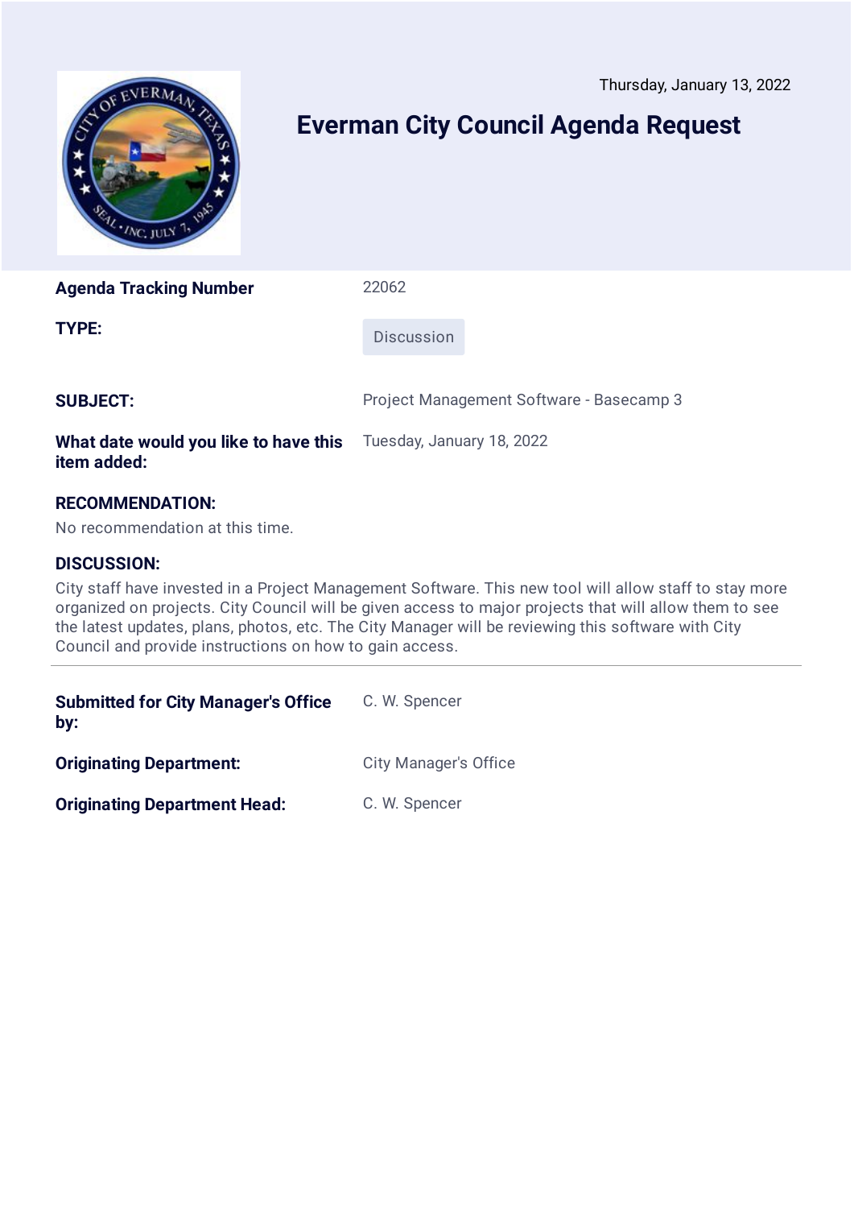Thursday, January 13, 2022

# Everman City Council Agenda Request

| | |
|---|---|
| **Agenda Tracking Number** | 22062 |
| **TYPE:** | Discussion |
| **SUBJECT:** | Project Management Software - Basecamp 3 |
| **What date would you like to have this item added:** | Tuesday, January 18, 2022 |

**RECOMMENDATION:**

No recommendation at this time.

**DISCUSSION:**

City staff have invested in a Project Management Software. This new tool will allow staff to stay more organized on projects. City Council will be given access to major projects that will allow them to see the latest updates, plans, photos, etc. The City Manager will be reviewing this software with City Council and provide instructions on how to gain access.

---

| | |
|---|---|
| **Submitted for City Manager's Office by:** | C. W. Spencer |
| **Originating Department:** | City Manager's Office |
| **Originating Department Head:** | C. W. Spencer |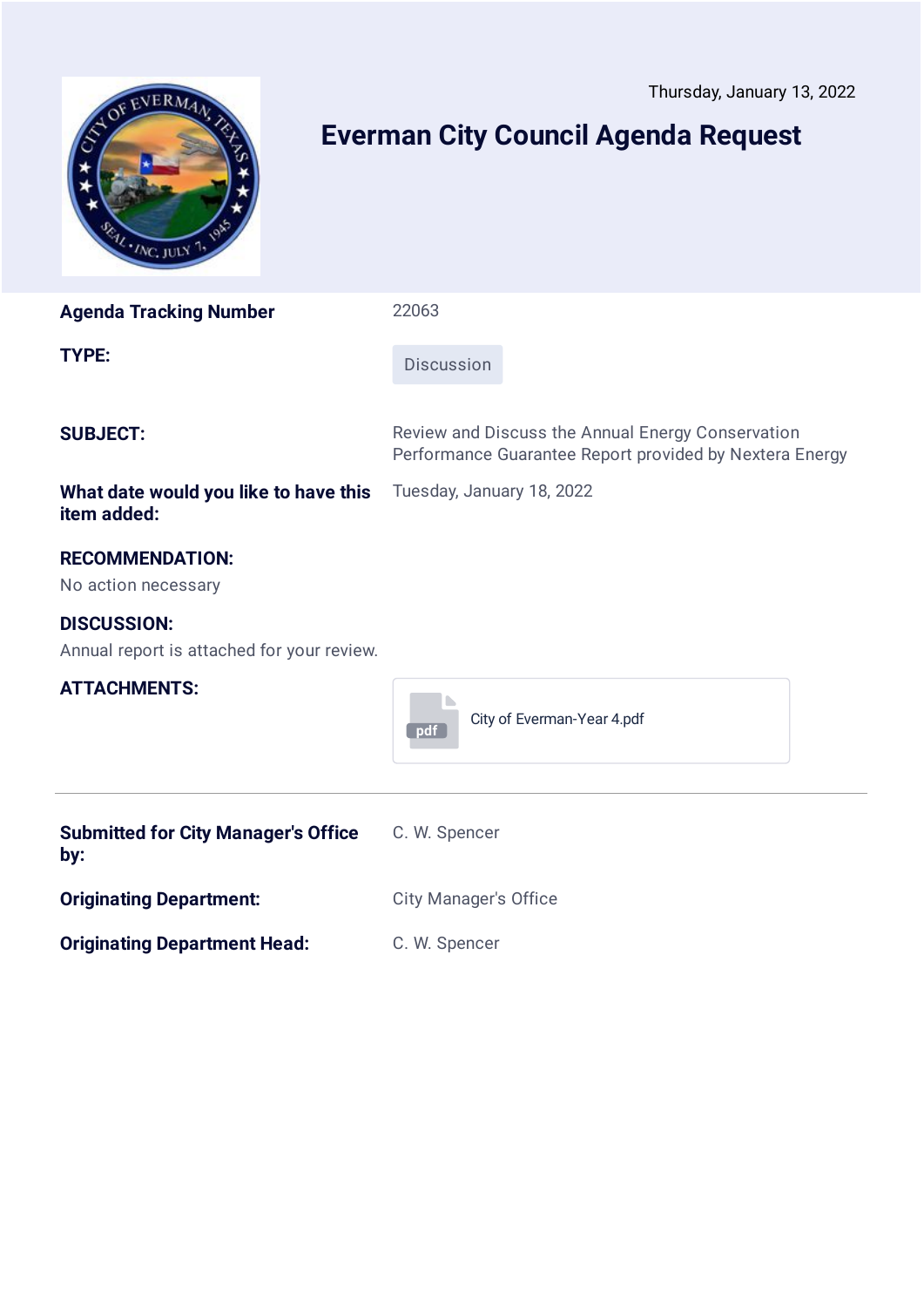Thursday, January 13, 2022

# Everman City Council Agenda Request

**Agenda Tracking Number** 22063

**TYPE:** Discussion

**SUBJECT:** Review and Discuss the Annual Energy Conservation Performance Guarantee Report provided by Nextera Energy

**What date would you like to have this item added:** Tuesday, January 18, 2022

**RECOMMENDATION:**
No action necessary

**DISCUSSION:**
Annual report is attached for your review.

**ATTACHMENTS:**
City of Everman-Year 4.pdf

---

**Submitted for City Manager's Office by:** C. W. Spencer

**Originating Department:** City Manager's Office

**Originating Department Head:** C. W. Spencer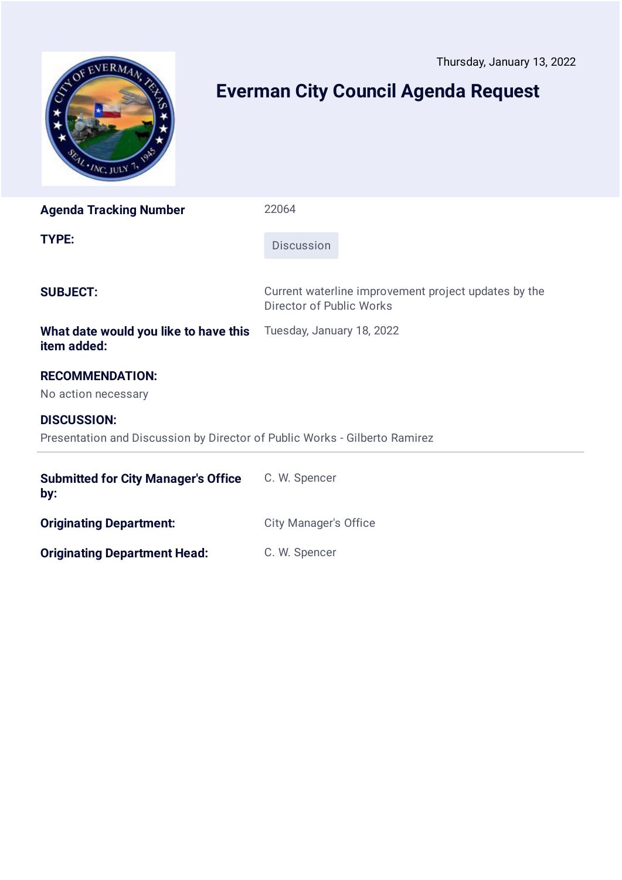Thursday, January 13, 2022

# Everman City Council Agenda Request

| | |
|---|---|
| **Agenda Tracking Number** | 22064 |
| **TYPE:** | Discussion |
| **SUBJECT:** | Current waterline improvement project updates by the Director of Public Works |
| **What date would you like to have this item added:** | Tuesday, January 18, 2022 |

**RECOMMENDATION:**

No action necessary

**DISCUSSION:**

Presentation and Discussion by Director of Public Works - Gilberto Ramirez

---

| | |
|---|---|
| **Submitted for City Manager's Office by:** | C. W. Spencer |
| **Originating Department:** | City Manager's Office |
| **Originating Department Head:** | C. W. Spencer |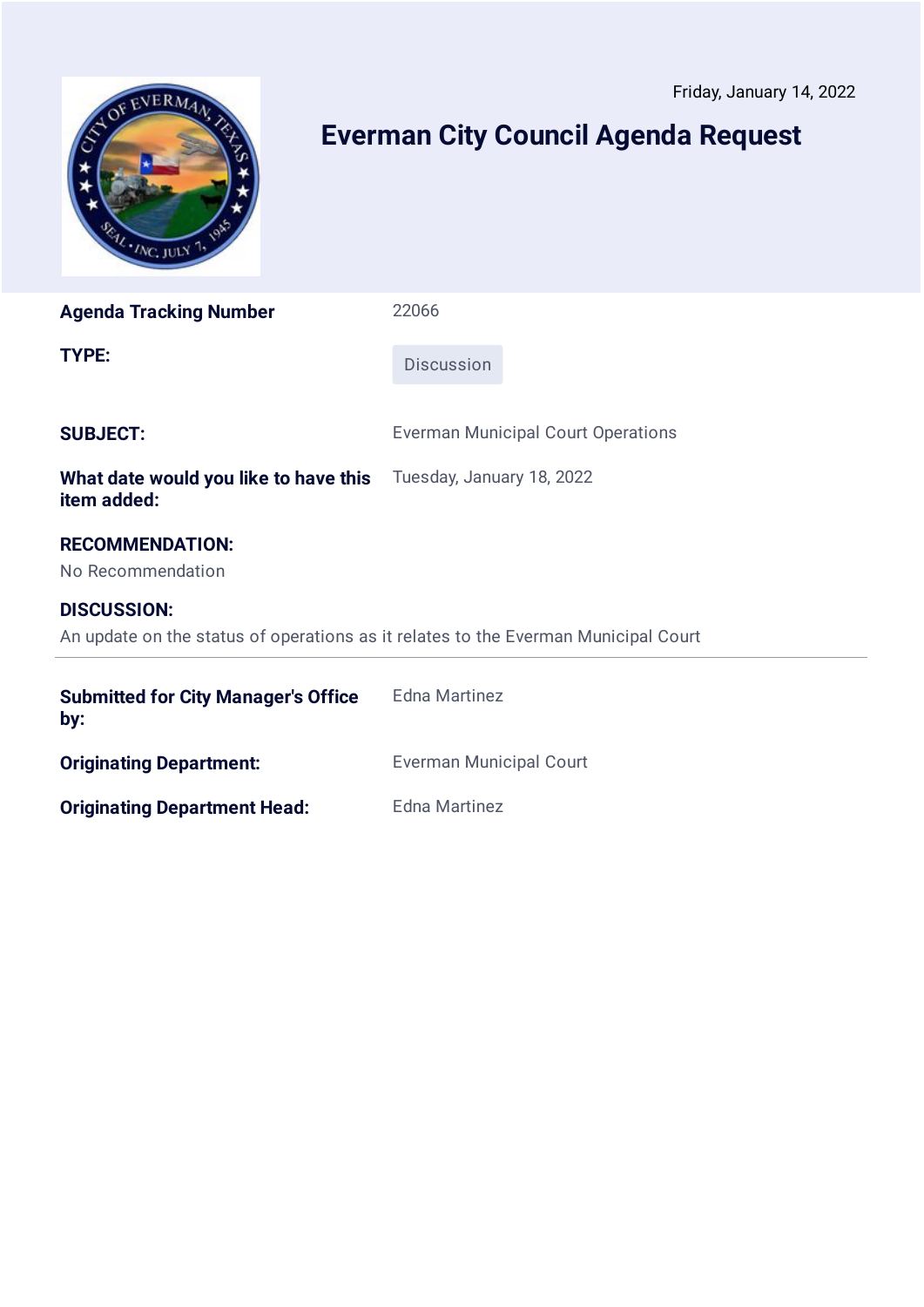Friday, January 14, 2022

# Everman City Council Agenda Request

| | |
|---|---|
| **Agenda Tracking Number** | 22066 |
| **TYPE:** | Discussion |
| **SUBJECT:** | Everman Municipal Court Operations |
| **What date would you like to have this item added:** | Tuesday, January 18, 2022 |

**RECOMMENDATION:**

No Recommendation

**DISCUSSION:**

An update on the status of operations as it relates to the Everman Municipal Court

---

| | |
|---|---|
| **Submitted for City Manager's Office by:** | Edna Martinez |
| **Originating Department:** | Everman Municipal Court |
| **Originating Department Head:** | Edna Martinez |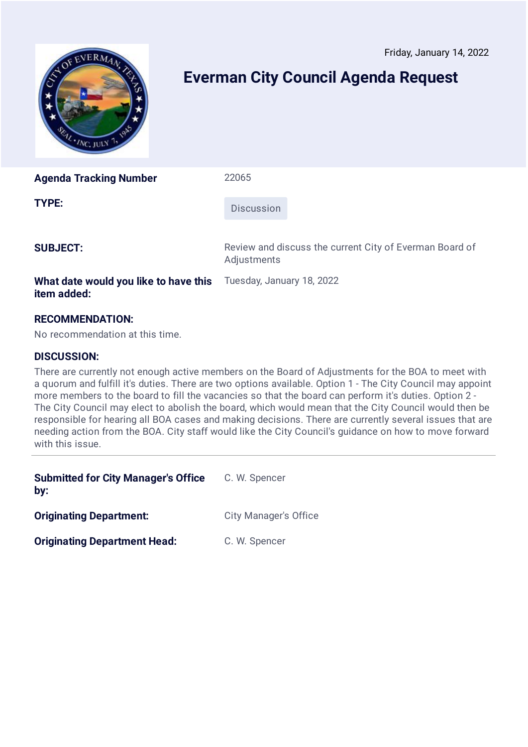Friday, January 14, 2022

# Everman City Council Agenda Request

| | |
|---|---|
| **Agenda Tracking Number** | 22065 |
| **TYPE:** | Discussion |
| **SUBJECT:** | Review and discuss the current City of Everman Board of Adjustments |
| **What date would you like to have this item added:** | Tuesday, January 18, 2022 |

**RECOMMENDATION:**

No recommendation at this time.

**DISCUSSION:**

There are currently not enough active members on the Board of Adjustments for the BOA to meet with a quorum and fulfill it's duties. There are two options available. Option 1 - The City Council may appoint more members to the board to fill the vacancies so that the board can perform it's duties. Option 2 - The City Council may elect to abolish the board, which would mean that the City Council would then be responsible for hearing all BOA cases and making decisions. There are currently several issues that are needing action from the BOA. City staff would like the City Council's guidance on how to move forward with this issue.

---

| | |
|---|---|
| **Submitted for City Manager's Office by:** | C. W. Spencer |
| **Originating Department:** | City Manager's Office |
| **Originating Department Head:** | C. W. Spencer |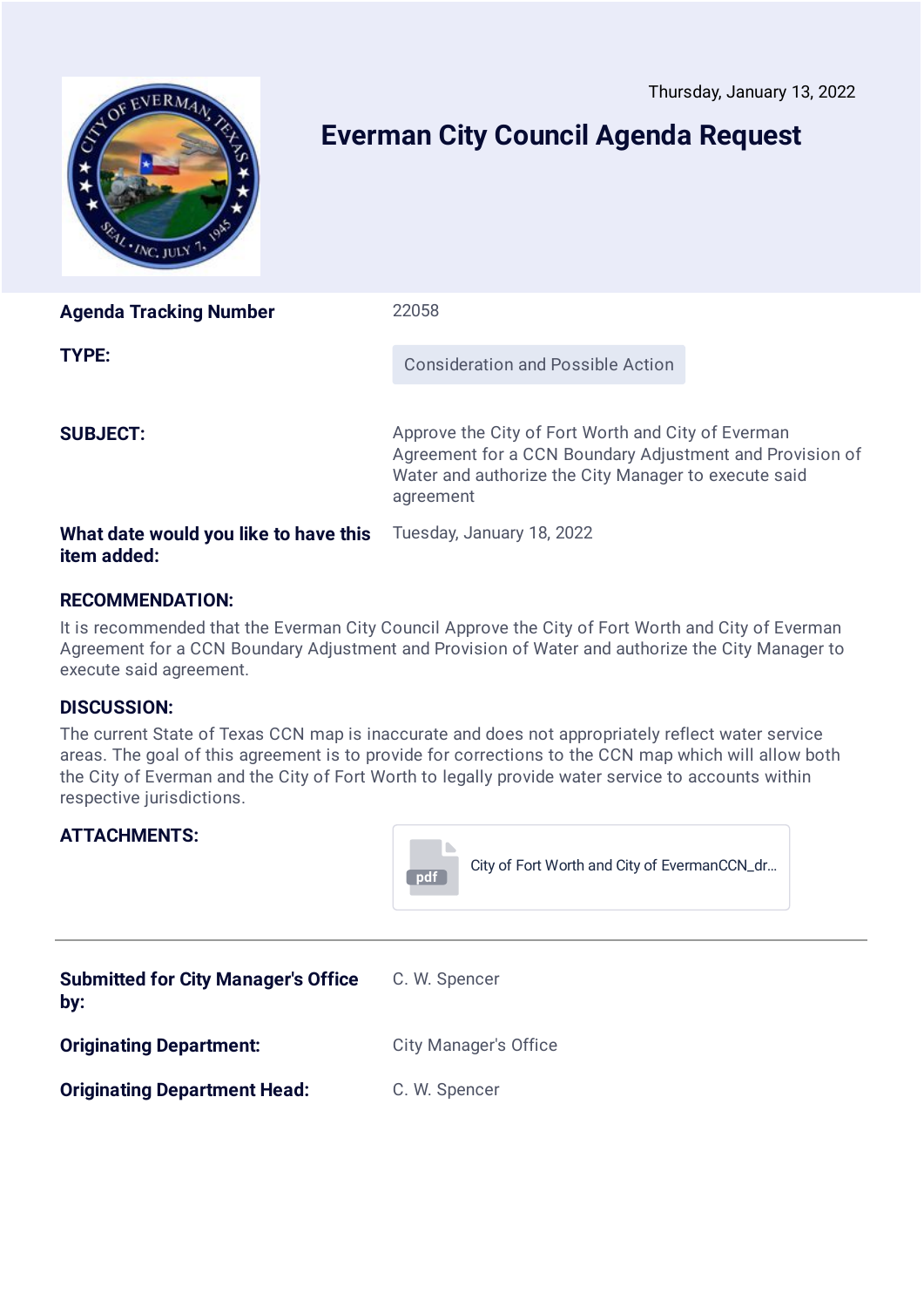Thursday, January 13, 2022

# Everman City Council Agenda Request

**Agenda Tracking Number**

22058

**TYPE:**

Consideration and Possible Action

**SUBJECT:**

Approve the City of Fort Worth and City of Everman Agreement for a CCN Boundary Adjustment and Provision of Water and authorize the City Manager to execute said agreement

**What date would you like to have this item added:**

Tuesday, January 18, 2022

## RECOMMENDATION:

It is recommended that the Everman City Council Approve the City of Fort Worth and City of Everman Agreement for a CCN Boundary Adjustment and Provision of Water and authorize the City Manager to execute said agreement.

## DISCUSSION:

The current State of Texas CCN map is inaccurate and does not appropriately reflect water service areas. The goal of this agreement is to provide for corrections to the CCN map which will allow both the City of Everman and the City of Fort Worth to legally provide water service to accounts within respective jurisdictions.

## ATTACHMENTS:

pdf City of Fort Worth and City of EvermanCCN_dr...

---

**Submitted for City Manager's Office by:**

C. W. Spencer

**Originating Department:**

City Manager's Office

**Originating Department Head:**

C. W. Spencer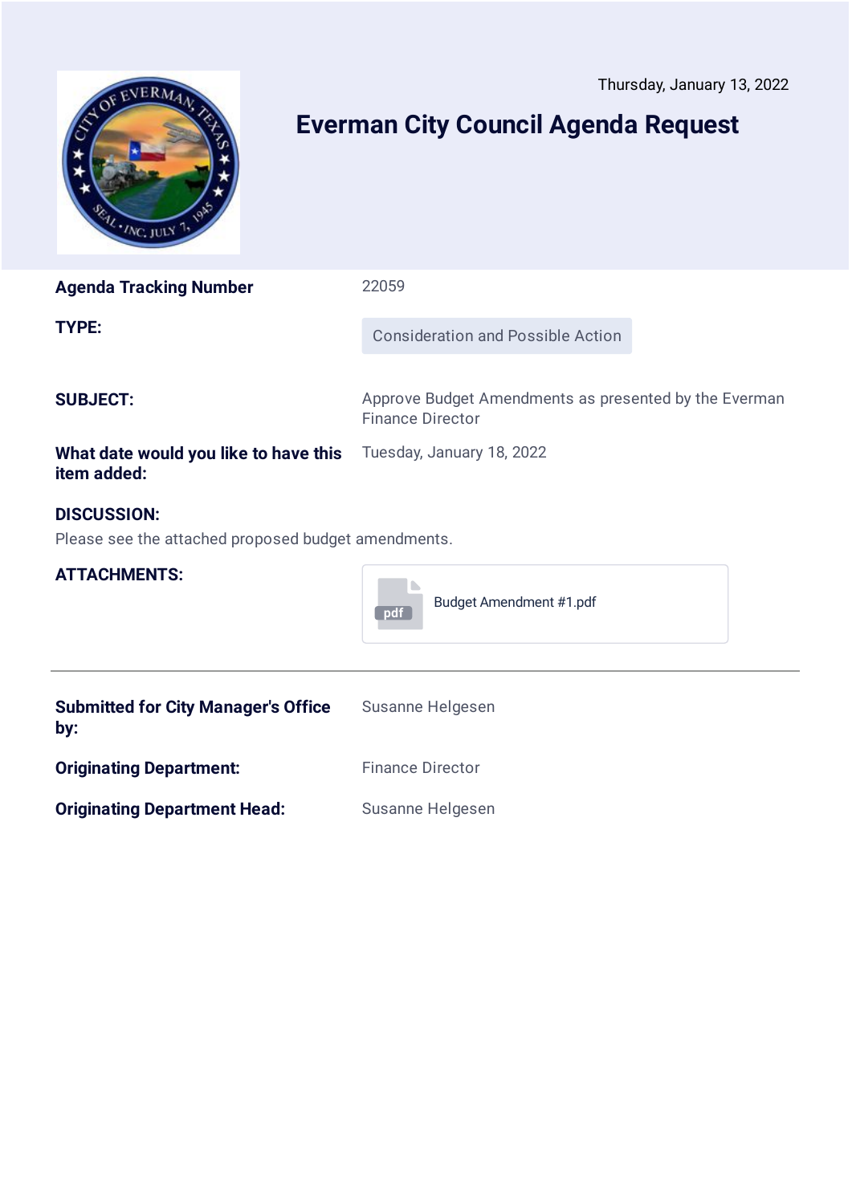Thursday, January 13, 2022

# Everman City Council Agenda Request

| | |
|---|---|
| **Agenda Tracking Number** | 22059 |
| **TYPE:** | Consideration and Possible Action |
| **SUBJECT:** | Approve Budget Amendments as presented by the Everman Finance Director |
| **What date would you like to have this item added:** | Tuesday, January 18, 2022 |

**DISCUSSION:**

Please see the attached proposed budget amendments.

**ATTACHMENTS:**

Budget Amendment #1.pdf

---

| | |
|---|---|
| **Submitted for City Manager's Office by:** | Susanne Helgesen |
| **Originating Department:** | Finance Director |
| **Originating Department Head:** | Susanne Helgesen |